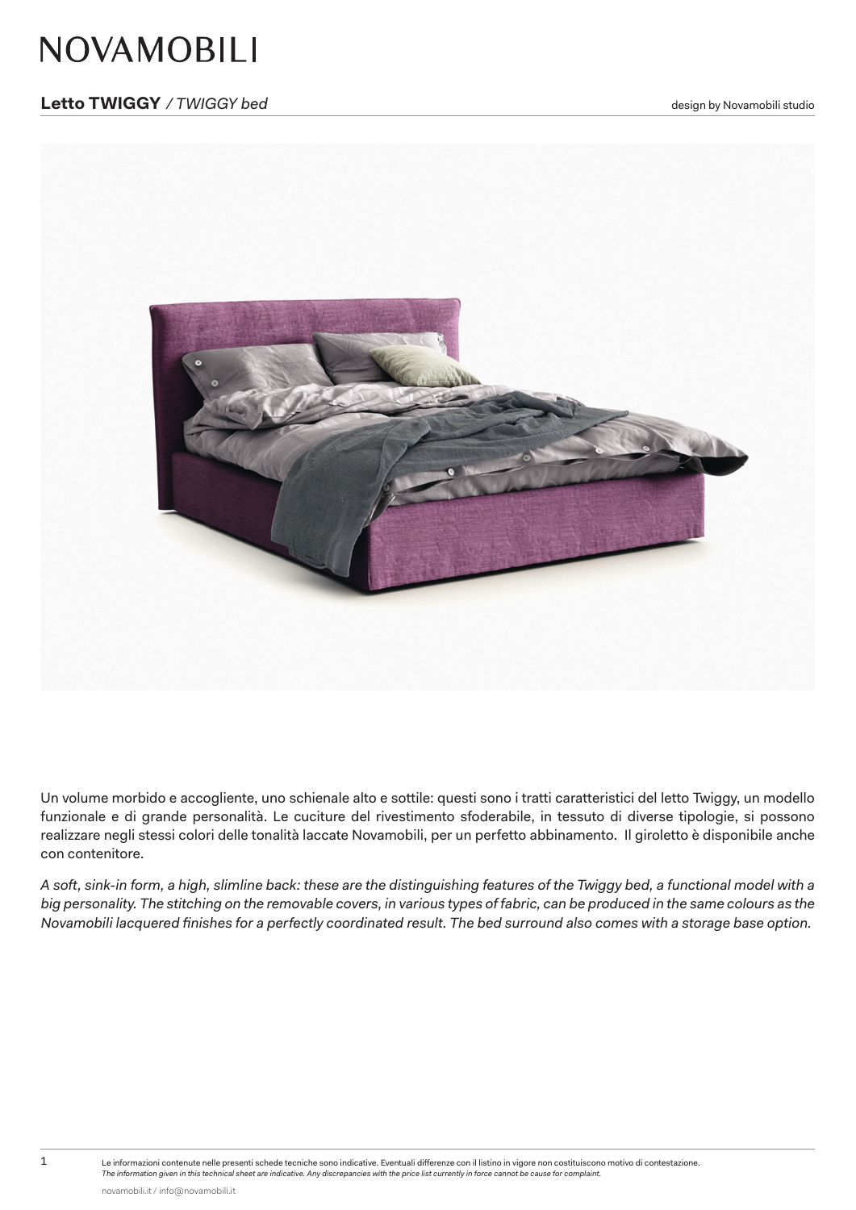# NOVAMOBILI

## **Letto TWIGGY** */ TWIGGY bed*

design by Novamobili studio

Un volume morbido e accogliente, uno schienale alto e sottile: questi sono i tratti caratteristici del letto Twiggy, un modello funzionale e di grande personalità. Le cuciture del rivestimento sfoderabile, in tessuto di diverse tipologie, si possono realizzare negli stessi colori delle tonalità laccate Novamobili, per un perfetto abbinamento. Il giroletto è disponibile anche con contenitore.

*A soft, sink-in form, a high, slimline back: these are the distinguishing features of the Twiggy bed, a functional model with a big personality. The stitching on the removable covers, in various types of fabric, can be produced in the same colours as the Novamobili lacquered finishes for a perfectly coordinated result. The bed surround also comes with a storage base option.*

Le informazioni contenute nelle presenti schede tecniche sono indicative. Eventuali differenze con il listino in vigore non costituiscono motivo di contestazione.
*The information given in this technical sheet are indicative. Any discrepancies with the price list currently in force cannot be cause for complaint.*

novamobili.it / info@novamobili.it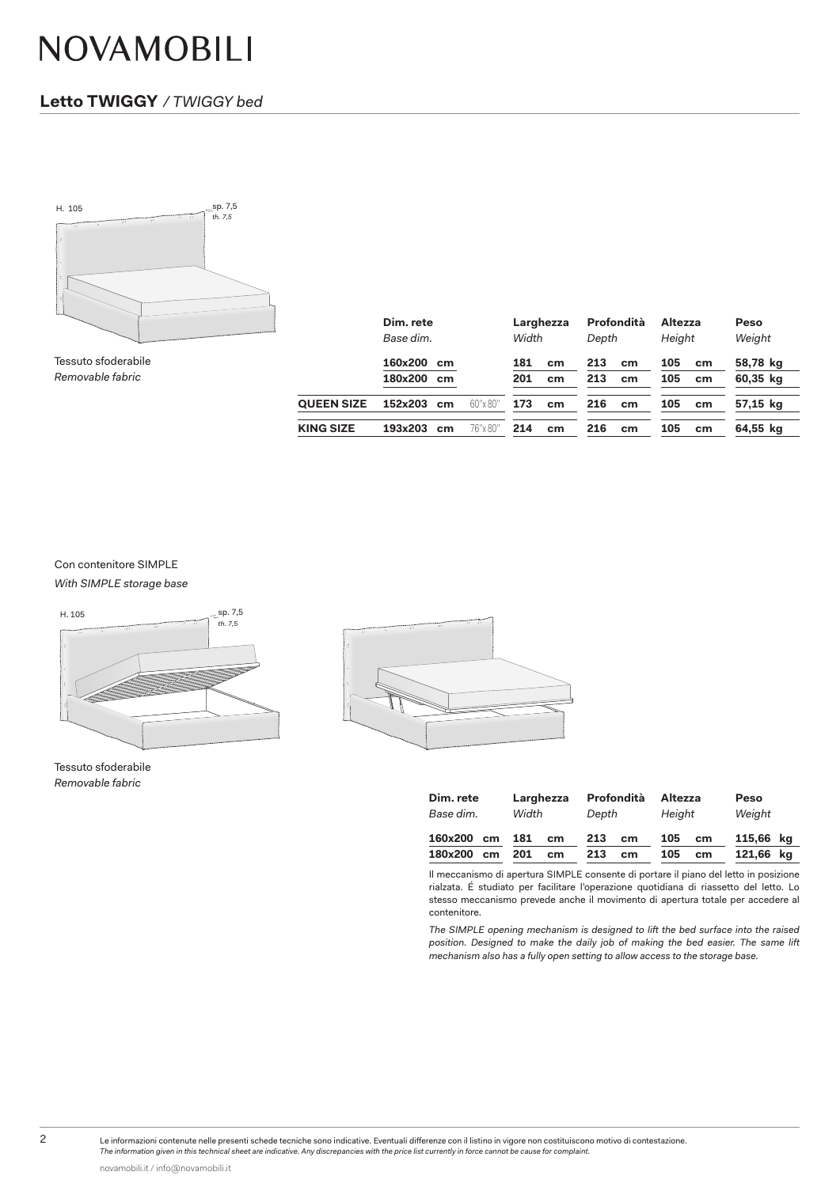# NOVAMOBILI

## Letto TWIGGY / *TWIGGY bed*

H. 105 — sp. 7,5 *th. 7,5*

Tessuto sfoderabile
*Removable fabric*

| | Dim. rete *Base dim.* | | Larghezza *Width* | Profondità *Depth* | Altezza *Height* | Peso *Weight* |
|---|---|---|---|---|---|---|
| | **160x200 cm** | | **181 cm** | **213 cm** | **105 cm** | **58,78 kg** |
| | **180x200 cm** | | **201 cm** | **213 cm** | **105 cm** | **60,35 kg** |
| **QUEEN SIZE** | **152x203 cm** | 60"x 80" | **173 cm** | **216 cm** | **105 cm** | **57,15 kg** |
| **KING SIZE** | **193x203 cm** | 76"x 80" | **214 cm** | **216 cm** | **105 cm** | **64,55 kg** |

Con contenitore SIMPLE
*With SIMPLE storage base*

H. 105 — sp. 7,5 *th. 7,5*

Tessuto sfoderabile
*Removable fabric*

| Dim. rete *Base dim.* | Larghezza *Width* | Profondità *Depth* | Altezza *Height* | Peso *Weight* |
|---|---|---|---|---|
| **160x200 cm** | **181 cm** | **213 cm** | **105 cm** | **115,66 kg** |
| **180x200 cm** | **201 cm** | **213 cm** | **105 cm** | **121,66 kg** |

Il meccanismo di apertura SIMPLE consente di portare il piano del letto in posizione rialzata. É studiato per facilitare l'operazione quotidiana di riassetto del letto. Lo stesso meccanismo prevede anche il movimento di apertura totale per accedere al contenitore.

*The SIMPLE opening mechanism is designed to lift the bed surface into the raised position. Designed to make the daily job of making the bed easier. The same lift mechanism also has a fully open setting to allow access to the storage base.*

Le informazioni contenute nelle presenti schede tecniche sono indicative. Eventuali differenze con il listino in vigore non costituiscono motivo di contestazione.
*The information given in this technical sheet are indicative. Any discrepancies with the price list currently in force cannot be cause for complaint.*

novamobili.it / info@novamobili.it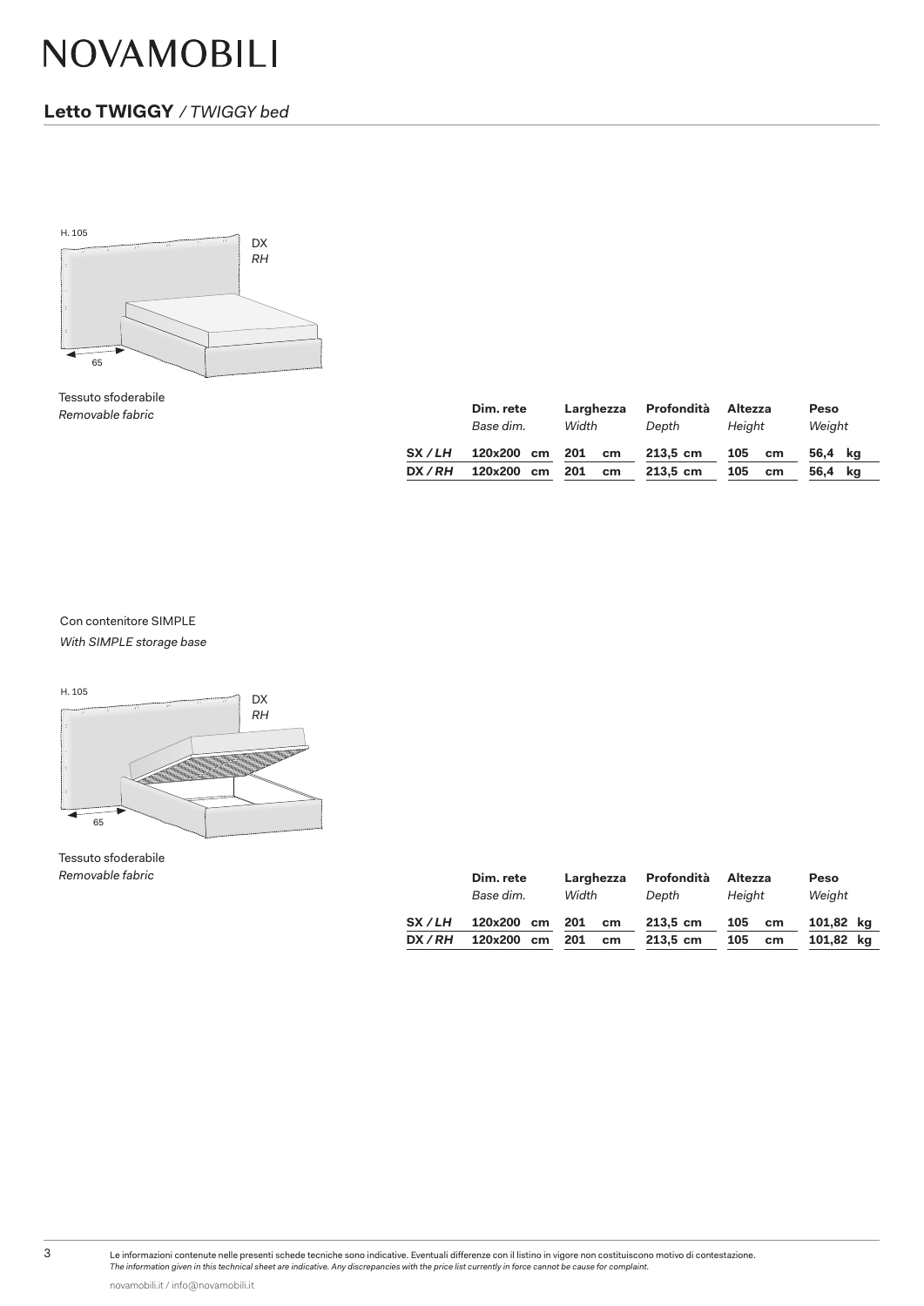# NOVAMOBILI

## **Letto TWIGGY** */ TWIGGY bed*

H. 105

DX
*RH*

65

Tessuto sfoderabile
*Removable fabric*

| | Dim. rete *Base dim.* | Larghezza *Width* | Profondità *Depth* | Altezza *Height* | Peso *Weight* |
|---|---|---|---|---|---|
| **SX / *LH*** | **120x200 cm** | **201 cm** | **213,5 cm** | **105 cm** | **56,4 kg** |
| **DX / *RH*** | **120x200 cm** | **201 cm** | **213,5 cm** | **105 cm** | **56,4 kg** |

Con contenitore SIMPLE
*With SIMPLE storage base*

H. 105

DX
*RH*

65

Tessuto sfoderabile
*Removable fabric*

| | Dim. rete *Base dim.* | Larghezza *Width* | Profondità *Depth* | Altezza *Height* | Peso *Weight* |
|---|---|---|---|---|---|
| **SX / *LH*** | **120x200 cm** | **201 cm** | **213,5 cm** | **105 cm** | **101,82 kg** |
| **DX / *RH*** | **120x200 cm** | **201 cm** | **213,5 cm** | **105 cm** | **101,82 kg** |

Le informazioni contenute nelle presenti schede tecniche sono indicative. Eventuali differenze con il listino in vigore non costituiscono motivo di contestazione.
*The information given in this technical sheet are indicative. Any discrepancies with the price list currently in force cannot be cause for complaint.*

novamobili.it / info@novamobili.it